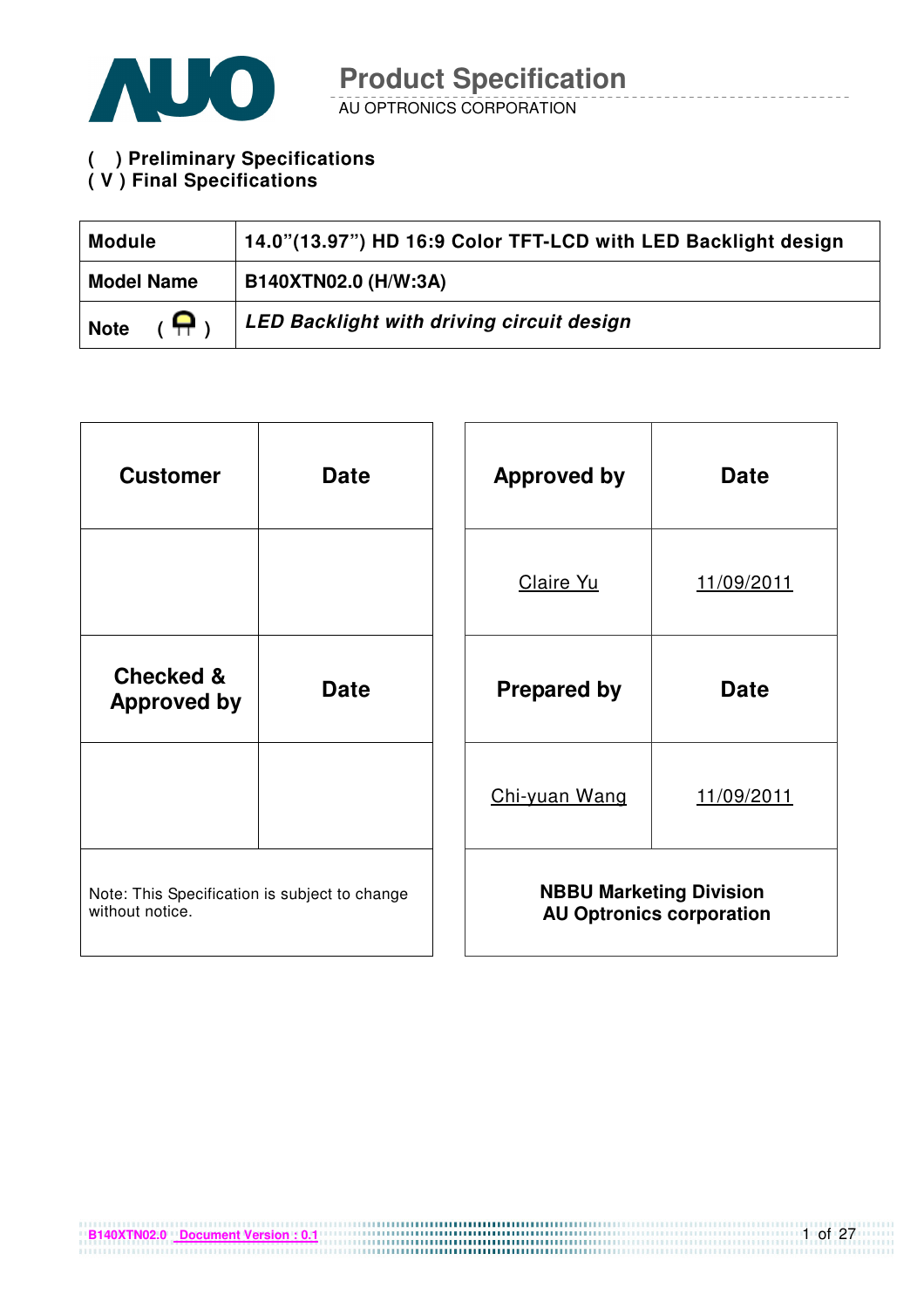# Product Specification

AU OPTRONICS CORPORATION

**(  ) Preliminary Specifications**
**( V ) Final Specifications**

| **Module** | **14.0"(13.97") HD 16:9 Color TFT-LCD with LED Backlight design** |
|---|---|
| **Model Name** | **B140XTN02.0 (H/W:3A)** |
| **Note** | ***LED Backlight with driving circuit design*** |

| **Customer** | **Date** |
|---|---|
| | |
| **Checked & Approved by** | **Date** |
| | |
| Note: This Specification is subject to change without notice. | |

| **Approved by** | **Date** |
|---|---|
| Claire Yu | 11/09/2011 |
| **Prepared by** | **Date** |
| Chi-yuan Wang | 11/09/2011 |
| **NBBU Marketing Division AU Optronics corporation** | |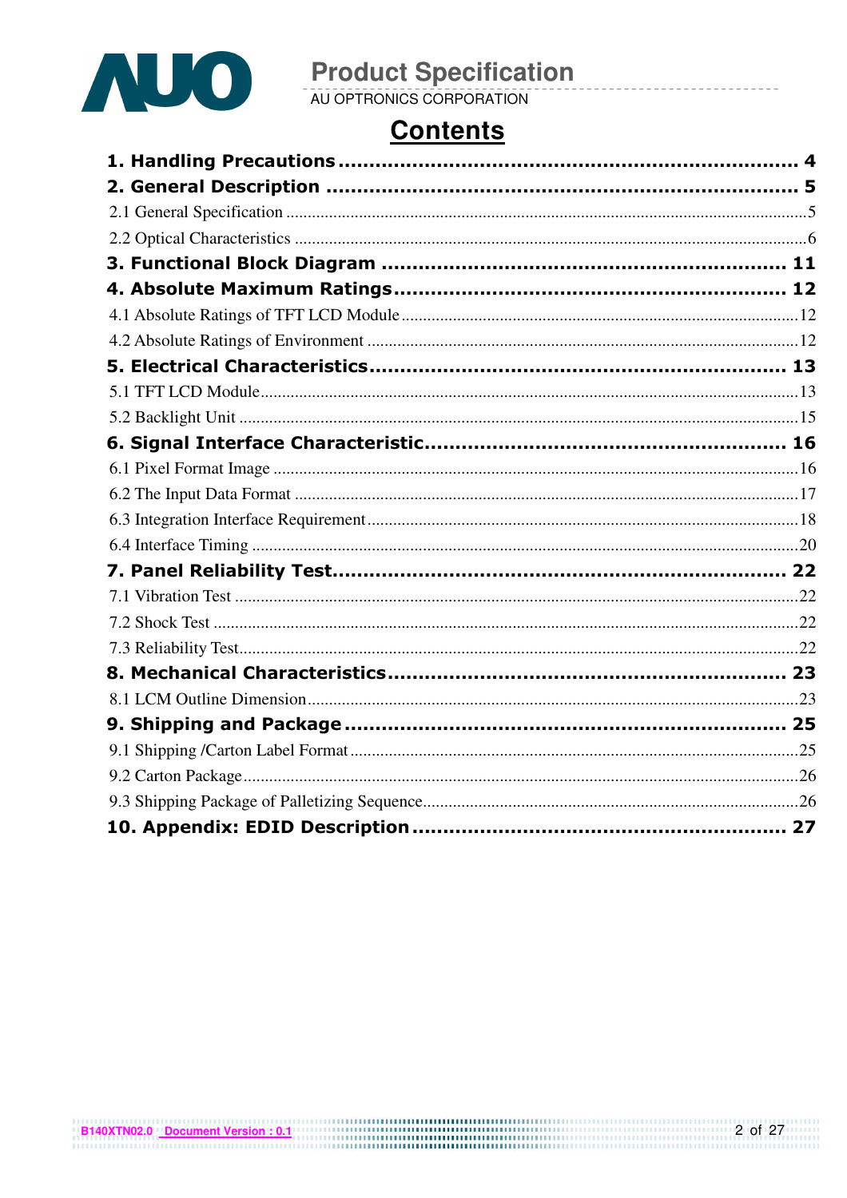# Contents

**1. Handling Precautions ........................................................................ 4**

**2. General Description ........................................................................ 5**

2.1 General Specification ........................................................................5

2.2 Optical Characteristics ........................................................................6

**3. Functional Block Diagram ........................................................................ 11**

**4. Absolute Maximum Ratings ........................................................................ 12**

4.1 Absolute Ratings of TFT LCD Module ........................................................................12

4.2 Absolute Ratings of Environment ........................................................................12

**5. Electrical Characteristics ........................................................................ 13**

5.1 TFT LCD Module ........................................................................13

5.2 Backlight Unit ........................................................................15

**6. Signal Interface Characteristic ........................................................................ 16**

6.1 Pixel Format Image ........................................................................16

6.2 The Input Data Format ........................................................................17

6.3 Integration Interface Requirement ........................................................................18

6.4 Interface Timing ........................................................................20

**7. Panel Reliability Test ........................................................................ 22**

7.1 Vibration Test ........................................................................22

7.2 Shock Test ........................................................................22

7.3 Reliability Test ........................................................................22

**8. Mechanical Characteristics ........................................................................ 23**

8.1 LCM Outline Dimension ........................................................................23

**9. Shipping and Package ........................................................................ 25**

9.1 Shipping /Carton Label Format ........................................................................25

9.2 Carton Package ........................................................................26

9.3 Shipping Package of Palletizing Sequence ........................................................................26

**10. Appendix: EDID Description ........................................................................ 27**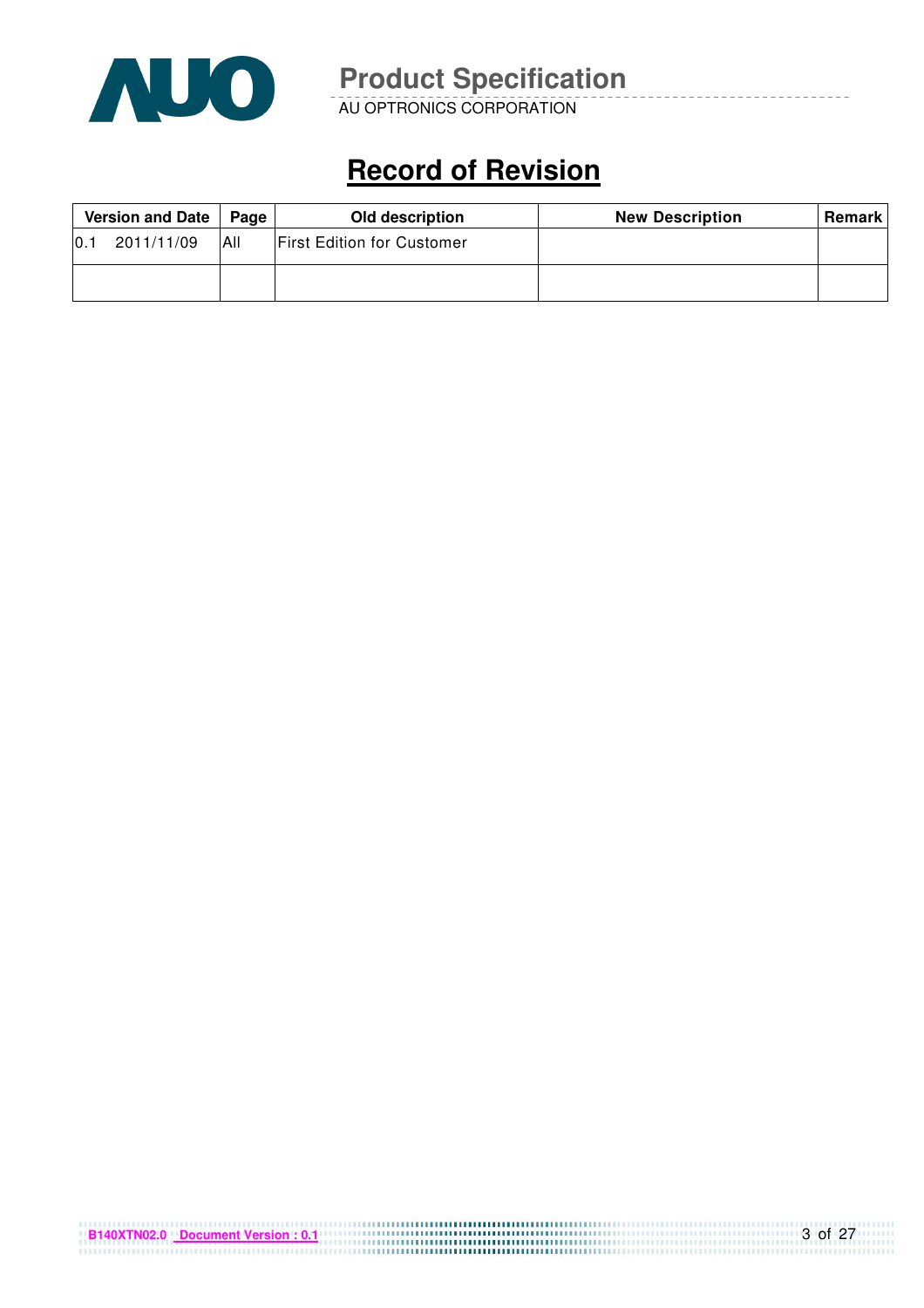# Record of Revision

| Version and Date | Page | Old description | New Description | Remark |
|---|---|---|---|---|
| 0.1 2011/11/09 | All | First Edition for Customer | | |
| | | | | |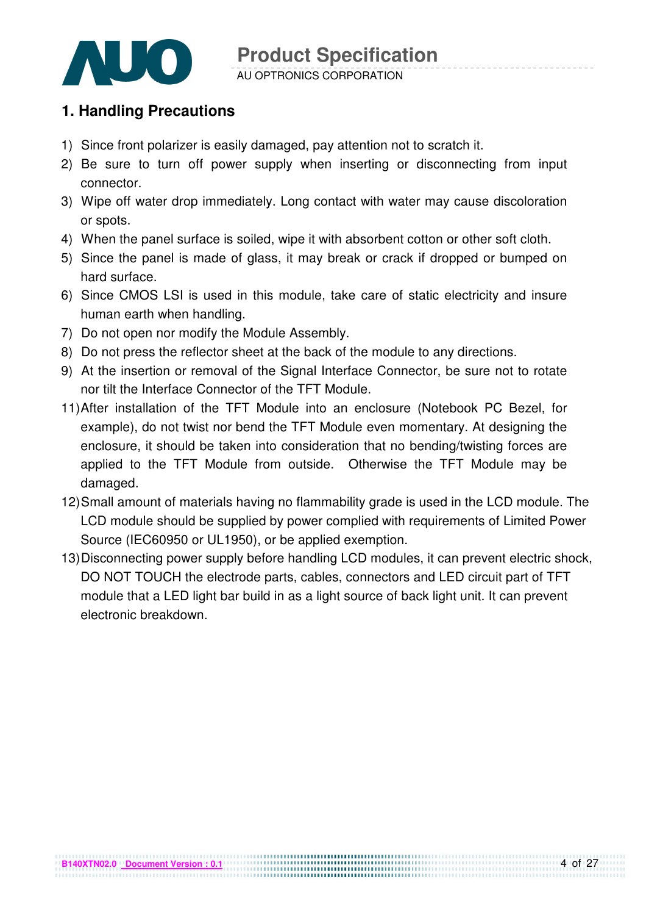## 1. Handling Precautions

1) Since front polarizer is easily damaged, pay attention not to scratch it.
2) Be sure to turn off power supply when inserting or disconnecting from input connector.
3) Wipe off water drop immediately. Long contact with water may cause discoloration or spots.
4) When the panel surface is soiled, wipe it with absorbent cotton or other soft cloth.
5) Since the panel is made of glass, it may break or crack if dropped or bumped on hard surface.
6) Since CMOS LSI is used in this module, take care of static electricity and insure human earth when handling.
7) Do not open nor modify the Module Assembly.
8) Do not press the reflector sheet at the back of the module to any directions.
9) At the insertion or removal of the Signal Interface Connector, be sure not to rotate nor tilt the Interface Connector of the TFT Module.

11) After installation of the TFT Module into an enclosure (Notebook PC Bezel, for example), do not twist nor bend the TFT Module even momentary. At designing the enclosure, it should be taken into consideration that no bending/twisting forces are applied to the TFT Module from outside. Otherwise the TFT Module may be damaged.
12) Small amount of materials having no flammability grade is used in the LCD module. The LCD module should be supplied by power complied with requirements of Limited Power Source (IEC60950 or UL1950), or be applied exemption.
13) Disconnecting power supply before handling LCD modules, it can prevent electric shock, DO NOT TOUCH the electrode parts, cables, connectors and LED circuit part of TFT module that a LED light bar build in as a light source of back light unit. It can prevent electronic breakdown.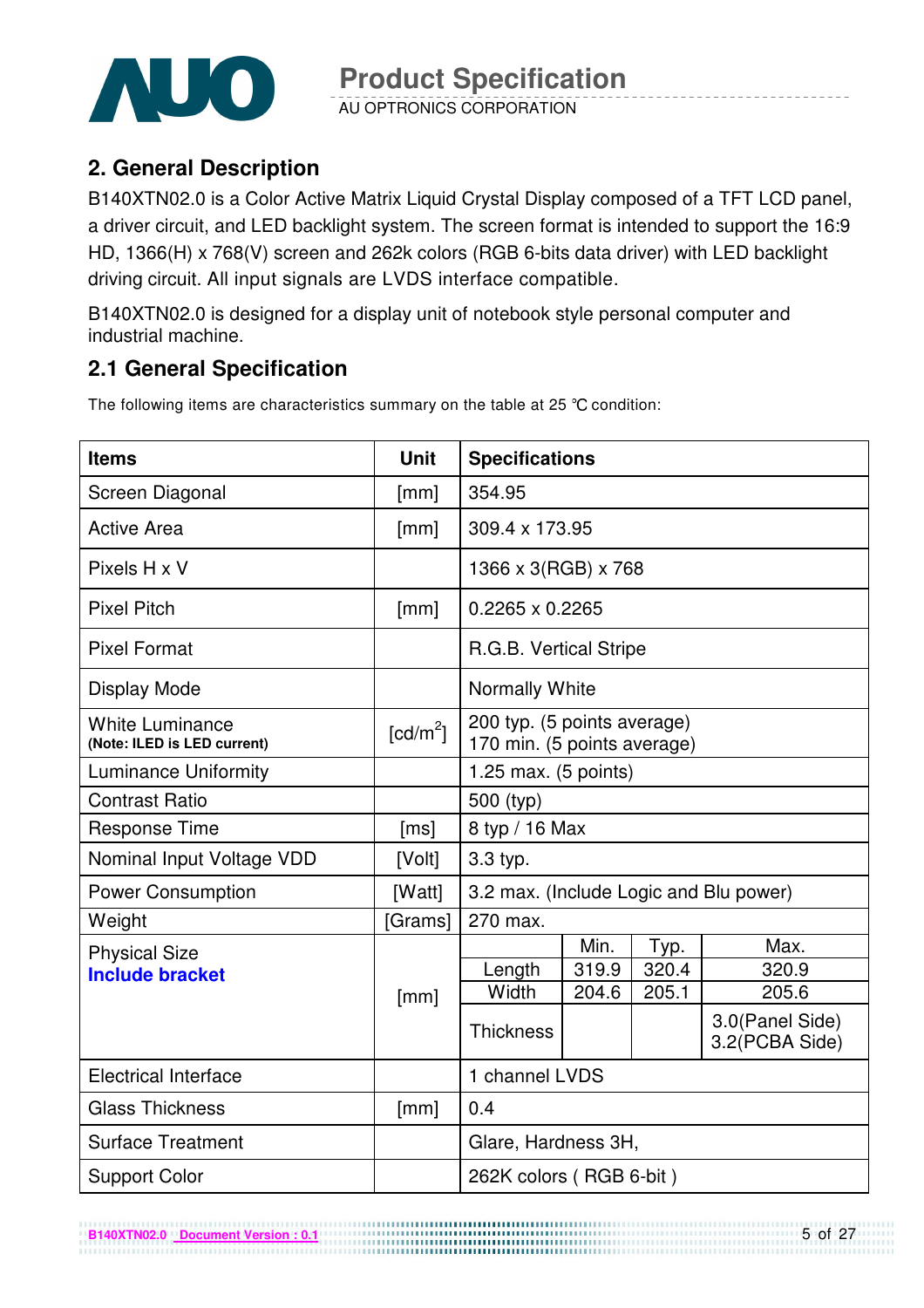## 2. General Description

B140XTN02.0 is a Color Active Matrix Liquid Crystal Display composed of a TFT LCD panel, a driver circuit, and LED backlight system. The screen format is intended to support the 16:9 HD, 1366(H) x 768(V) screen and 262k colors (RGB 6-bits data driver) with LED backlight driving circuit. All input signals are LVDS interface compatible.

B140XTN02.0 is designed for a display unit of notebook style personal computer and industrial machine.

## 2.1 General Specification

The following items are characteristics summary on the table at 25 ℃ condition:

| Items | Unit | Specifications | | | |
|---|---|---|---|---|---|
| Screen Diagonal | [mm] | 354.95 | | | |
| Active Area | [mm] | 309.4 x 173.95 | | | |
| Pixels H x V | | 1366 x 3(RGB) x 768 | | | |
| Pixel Pitch | [mm] | 0.2265 x 0.2265 | | | |
| Pixel Format | | R.G.B. Vertical Stripe | | | |
| Display Mode | | Normally White | | | |
| White Luminance (Note: ILED is LED current) | [cd/m$^2$] | 200 typ. (5 points average) 170 min. (5 points average) | | | |
| Luminance Uniformity | | 1.25 max. (5 points) | | | |
| Contrast Ratio | | 500 (typ) | | | |
| Response Time | [ms] | 8 typ / 16 Max | | | |
| Nominal Input Voltage VDD | [Volt] | 3.3 typ. | | | |
| Power Consumption | [Watt] | 3.2 max. (Include Logic and Blu power) | | | |
| Weight | [Grams] | 270 max. | | | |
| Physical Size **Include bracket** | [mm] | | Min. | Typ. | Max. |
| | | Length | 319.9 | 320.4 | 320.9 |
| | | Width | 204.6 | 205.1 | 205.6 |
| | | Thickness | | | 3.0(Panel Side) 3.2(PCBA Side) |
| Electrical Interface | | 1 channel LVDS | | | |
| Glass Thickness | [mm] | 0.4 | | | |
| Surface Treatment | | Glare, Hardness 3H, | | | |
| Support Color | | 262K colors ( RGB 6-bit ) | | | |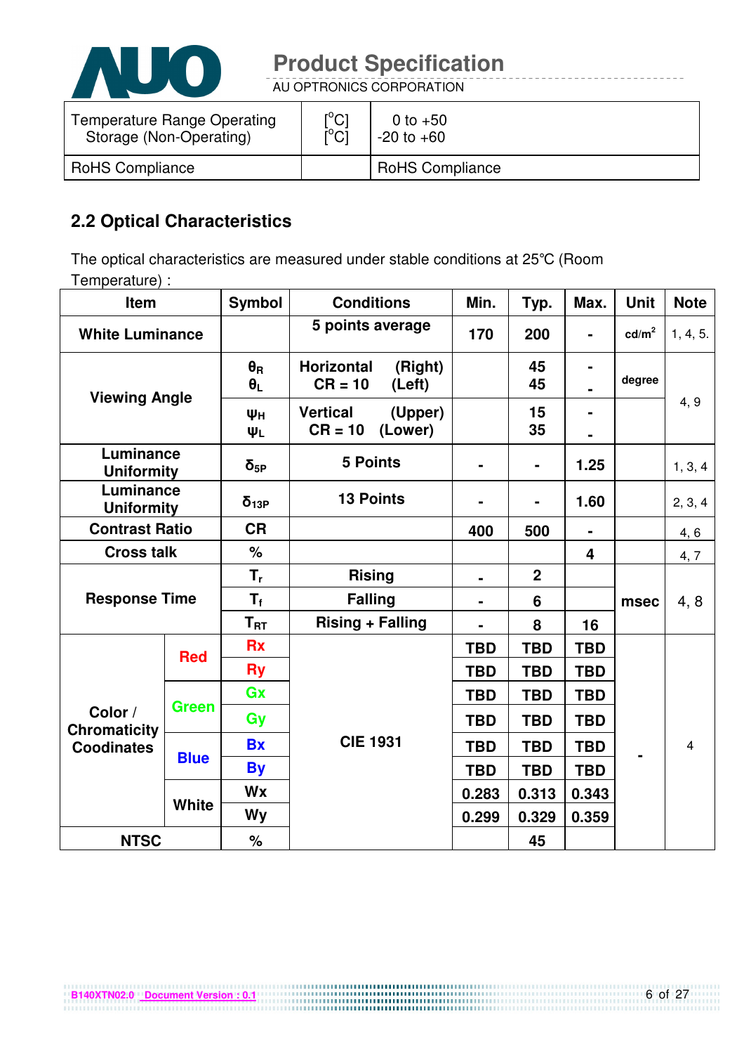| Temperature Range Operating<br>Storage (Non-Operating) | [°C]<br>[°C] | 0 to +50<br>-20 to +60 |
|---|---|---|
| RoHS Compliance | | RoHS Compliance |

## 2.2 Optical Characteristics

The optical characteristics are measured under stable conditions at 25°C (Room Temperature) :

| Item | | Symbol | Conditions | Min. | Typ. | Max. | Unit | Note |
|---|---|---|---|---|---|---|---|---|
| White Luminance | | | 5 points average | 170 | 200 | - | cd/m² | 1, 4, 5. |
| Viewing Angle | | $\theta_R$<br>$\theta_L$ | Horizontal (Right)<br>CR = 10 (Left) | | 45<br>45 | -<br>- | degree | 4, 9 |
| | | $\psi_H$<br>$\psi_L$ | Vertical (Upper)<br>CR = 10 (Lower) | | 15<br>35 | -<br>- | | |
| Luminance Uniformity | | $\delta_{5P}$ | 5 Points | - | - | 1.25 | | 1, 3, 4 |
| Luminance Uniformity | | $\delta_{13P}$ | 13 Points | - | - | 1.60 | | 2, 3, 4 |
| Contrast Ratio | | CR | | 400 | 500 | - | | 4, 6 |
| Cross talk | | % | | | | 4 | | 4, 7 |
| Response Time | | $T_r$ | Rising | - | 2 | | msec | 4, 8 |
| | | $T_f$ | Falling | - | 6 | | | |
| | | $T_{RT}$ | Rising + Falling | - | 8 | 16 | | |
| Color / Chromaticity Coodinates | Red | Rx | CIE 1931 | TBD | TBD | TBD | - | 4 |
| | | Ry | | TBD | TBD | TBD | | |
| | Green | Gx | | TBD | TBD | TBD | | |
| | | Gy | | TBD | TBD | TBD | | |
| | Blue | Bx | | TBD | TBD | TBD | | |
| | | By | | TBD | TBD | TBD | | |
| | White | Wx | | 0.283 | 0.313 | 0.343 | | |
| | | Wy | | 0.299 | 0.329 | 0.359 | | |
| NTSC | | % | | | 45 | | | |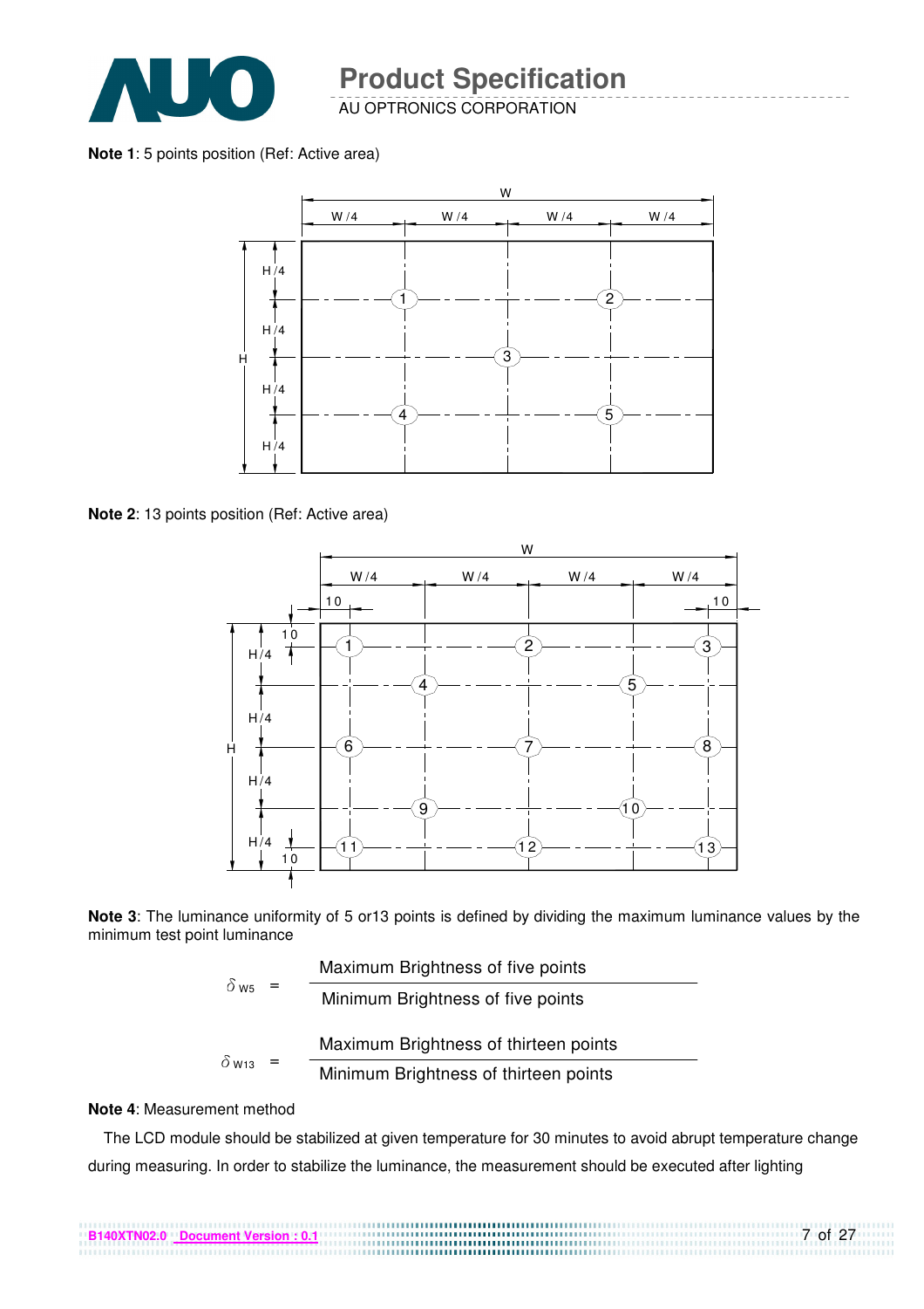**Note 1**: 5 points position (Ref: Active area)

**Note 2**: 13 points position (Ref: Active area)

**Note 3**: The luminance uniformity of 5 or13 points is defined by dividing the maximum luminance values by the minimum test point luminance

$$\delta_{W5} = \frac{\text{Maximum Brightness of five points}}{\text{Minimum Brightness of five points}}$$

$$\delta_{W13} = \frac{\text{Maximum Brightness of thirteen points}}{\text{Minimum Brightness of thirteen points}}$$

**Note 4**: Measurement method

The LCD module should be stabilized at given temperature for 30 minutes to avoid abrupt temperature change during measuring. In order to stabilize the luminance, the measurement should be executed after lighting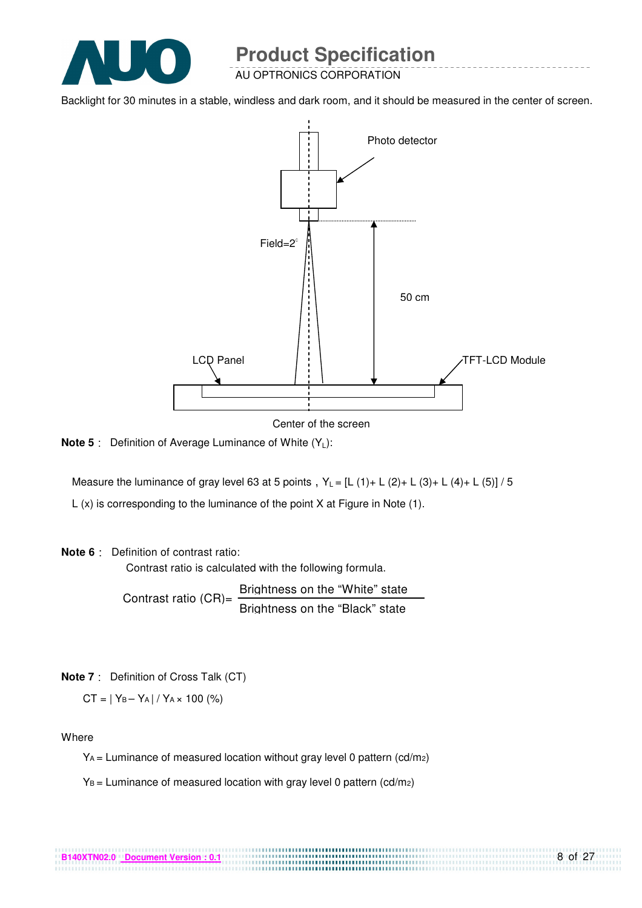Backlight for 30 minutes in a stable, windless and dark room, and it should be measured in the center of screen.

Photo detector

Field=2°

50 cm

LCD Panel

TFT-LCD Module

Center of the screen

**Note 5**： Definition of Average Luminance of White ($Y_L$):

Measure the luminance of gray level 63 at 5 points，$Y_L = [L(1) + L(2) + L(3) + L(4) + L(5)] / 5$

L (x) is corresponding to the luminance of the point X at Figure in Note (1).

**Note 6**： Definition of contrast ratio:

Contrast ratio is calculated with the following formula.

$$\text{Contrast ratio (CR)} = \frac{\text{Brightness on the “White” state}}{\text{Brightness on the “Black” state}}$$

**Note 7**： Definition of Cross Talk (CT)

$$CT = | Y_B - Y_A | / Y_A \times 100\ (\%)$$

Where

$Y_A$ = Luminance of measured location without gray level 0 pattern (cd/m2)

$Y_B$ = Luminance of measured location with gray level 0 pattern (cd/m2)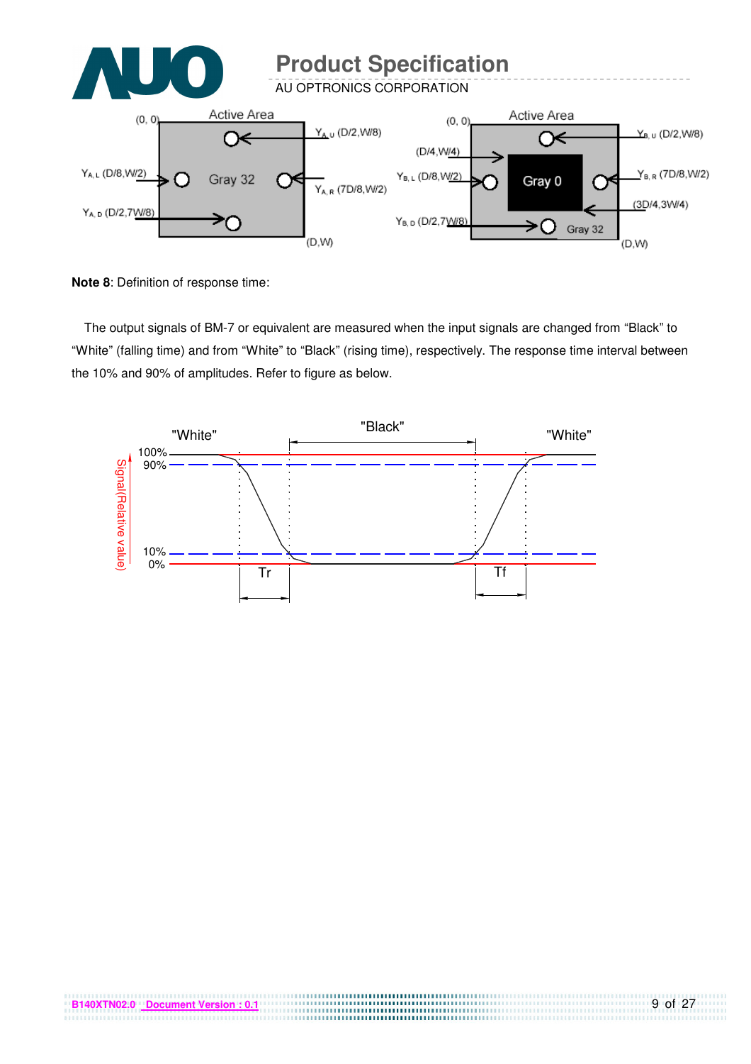**Note 8**: Definition of response time:

The output signals of BM-7 or equivalent are measured when the input signals are changed from "Black" to "White" (falling time) and from "White" to "Black" (rising time), respectively. The response time interval between the 10% and 90% of amplitudes. Refer to figure as below.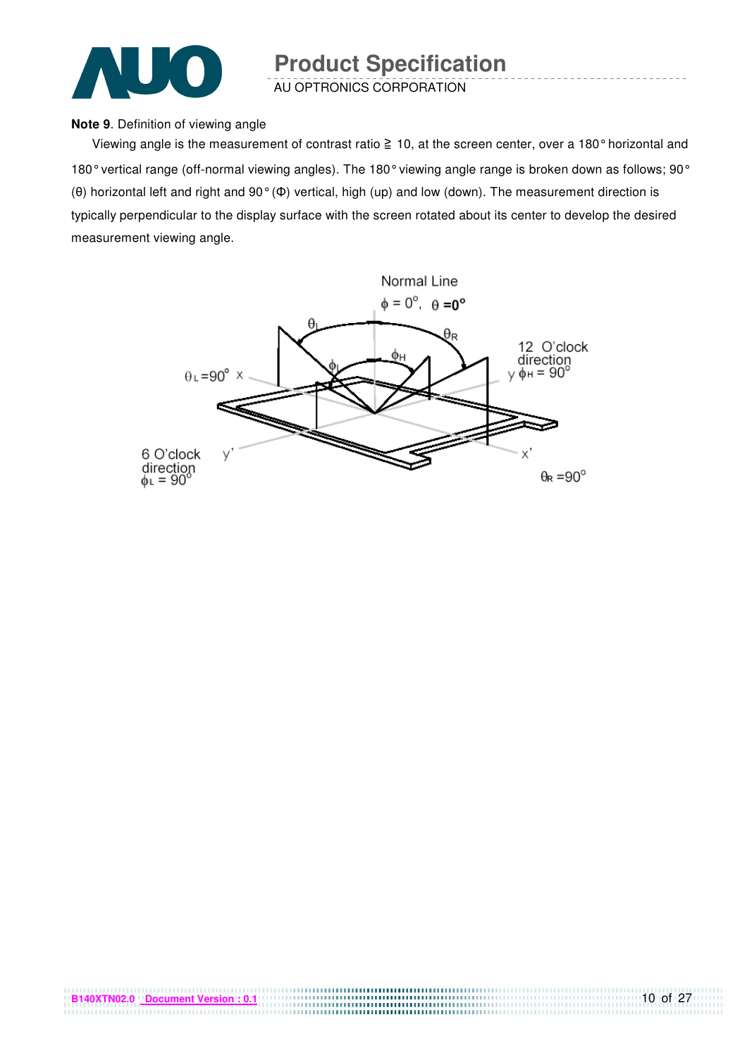**Note 9**. Definition of viewing angle

Viewing angle is the measurement of contrast ratio ≧ 10, at the screen center, over a 180° horizontal and 180° vertical range (off-normal viewing angles). The 180° viewing angle range is broken down as follows; 90° (θ) horizontal left and right and 90° (Φ) vertical, high (up) and low (down). The measurement direction is typically perpendicular to the display surface with the screen rotated about its center to develop the desired measurement viewing angle.

Normal Line
$\phi = 0^{\circ}$, $\theta = 0^{\circ}$

$\theta_L$ $\theta_R$ $\phi_H$ $\phi_L$

$\theta_L = 90^{\circ}$ x

12 O'clock direction
y $\phi_H = 90^{\circ}$

6 O'clock direction
$\phi_L = 90^{\circ}$ y'

x'

$\theta_R = 90^{\circ}$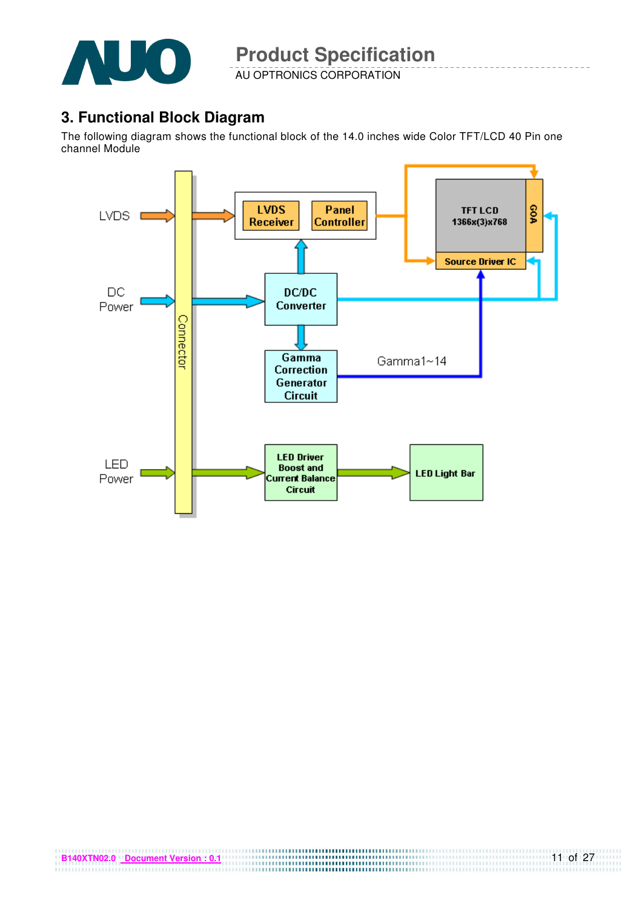## 3. Functional Block Diagram

The following diagram shows the functional block of the 14.0 inches wide Color TFT/LCD 40 Pin one channel Module

LVDS

DC Power

LED Power

Connector

LVDS Receiver

Panel Controller

DC/DC Converter

Gamma Correction Generator Circuit

Gamma1~14

TFT LCD 1366x(3)x768

GOA

Source Driver IC

LED Driver Boost and Current Balance Circuit

LED Light Bar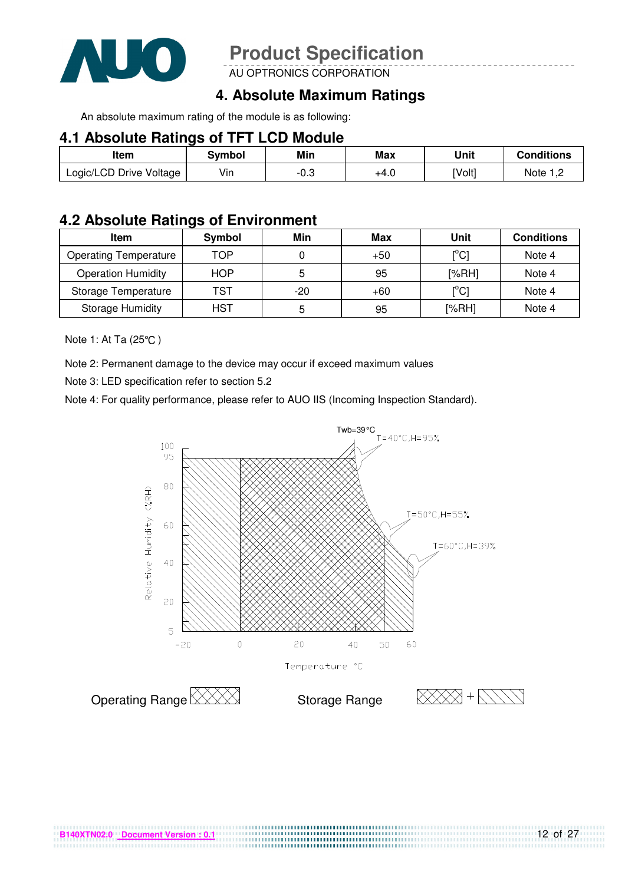## 4. Absolute Maximum Ratings

An absolute maximum rating of the module is as following:

### 4.1 Absolute Ratings of TFT LCD Module

| Item | Symbol | Min | Max | Unit | Conditions |
|---|---|---|---|---|---|
| Logic/LCD Drive Voltage | Vin | -0.3 | +4.0 | [Volt] | Note 1,2 |

### 4.2 Absolute Ratings of Environment

| Item | Symbol | Min | Max | Unit | Conditions |
|---|---|---|---|---|---|
| Operating Temperature | TOP | 0 | +50 | [°C] | Note 4 |
| Operation Humidity | HOP | 5 | 95 | [%RH] | Note 4 |
| Storage Temperature | TST | -20 | +60 | [°C] | Note 4 |
| Storage Humidity | HST | 5 | 95 | [%RH] | Note 4 |

Note 1: At Ta (25℃ )

Note 2: Permanent damage to the device may occur if exceed maximum values

Note 3: LED specification refer to section 5.2

Note 4: For quality performance, please refer to AUO IIS (Incoming Inspection Standard).

Twb=39°C
T=40°C,H=95%
T=50°C,H=55%
T=60°C,H=39%

Relative Humidity (%RH)

Temperature °C

Operating Range

Storage Range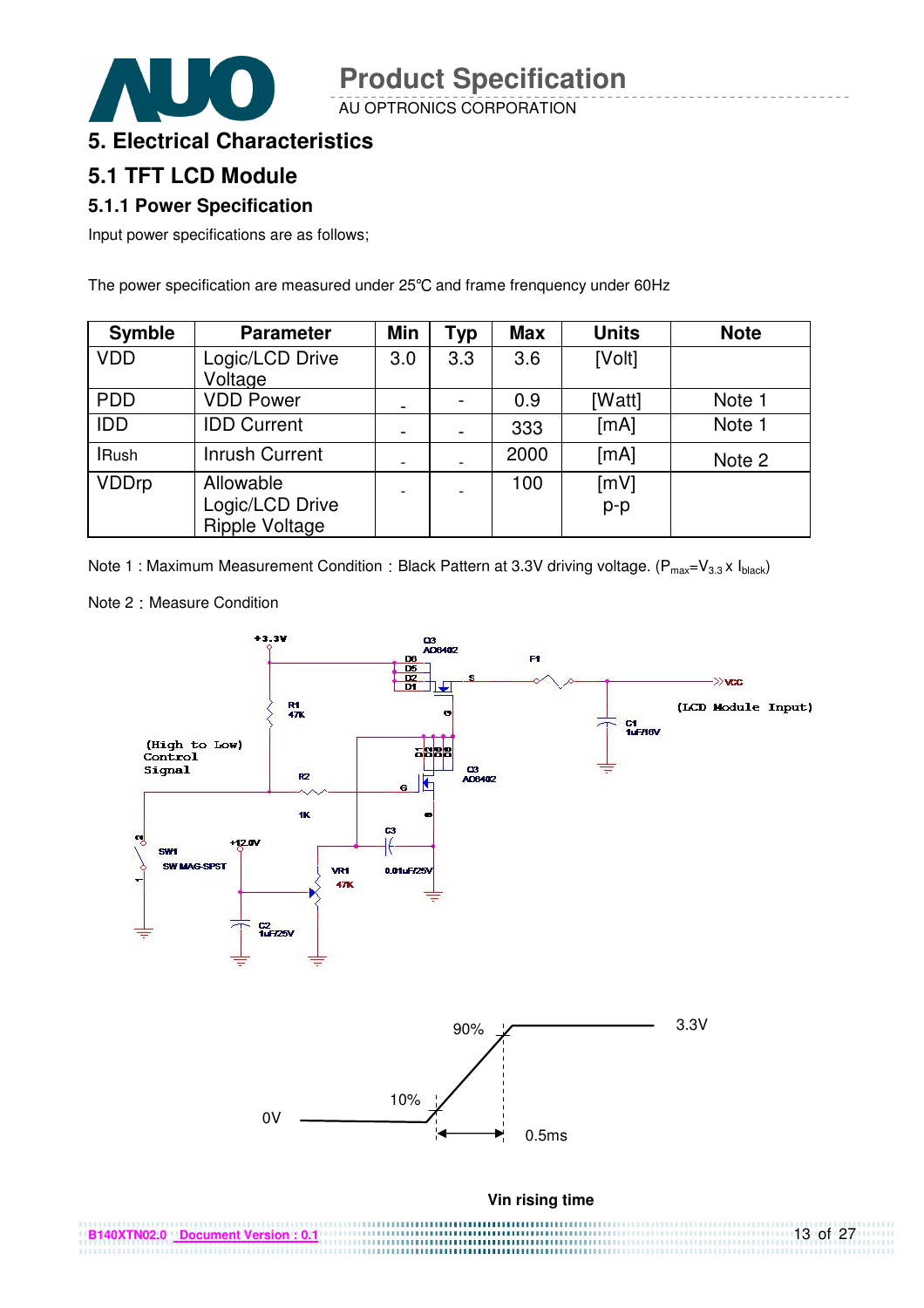## 5. Electrical Characteristics

## 5.1 TFT LCD Module

### 5.1.1 Power Specification

Input power specifications are as follows;

The power specification are measured under 25℃ and frame frenquency under 60Hz

| Symble | Parameter | Min | Typ | Max | Units | Note |
|---|---|---|---|---|---|---|
| VDD | Logic/LCD Drive Voltage | 3.0 | 3.3 | 3.6 | [Volt] | |
| PDD | VDD Power | - | - | 0.9 | [Watt] | Note 1 |
| IDD | IDD Current | - | - | 333 | [mA] | Note 1 |
| IRush | Inrush Current | - | - | 2000 | [mA] | Note 2 |
| VDDrp | Allowable Logic/LCD Drive Ripple Voltage | - | - | 100 | [mV] p-p | |

Note 1 : Maximum Measurement Condition：Black Pattern at 3.3V driving voltage. ($P_{max}=V_{3.3} \times I_{black}$)

Note 2：Measure Condition

Vin rising time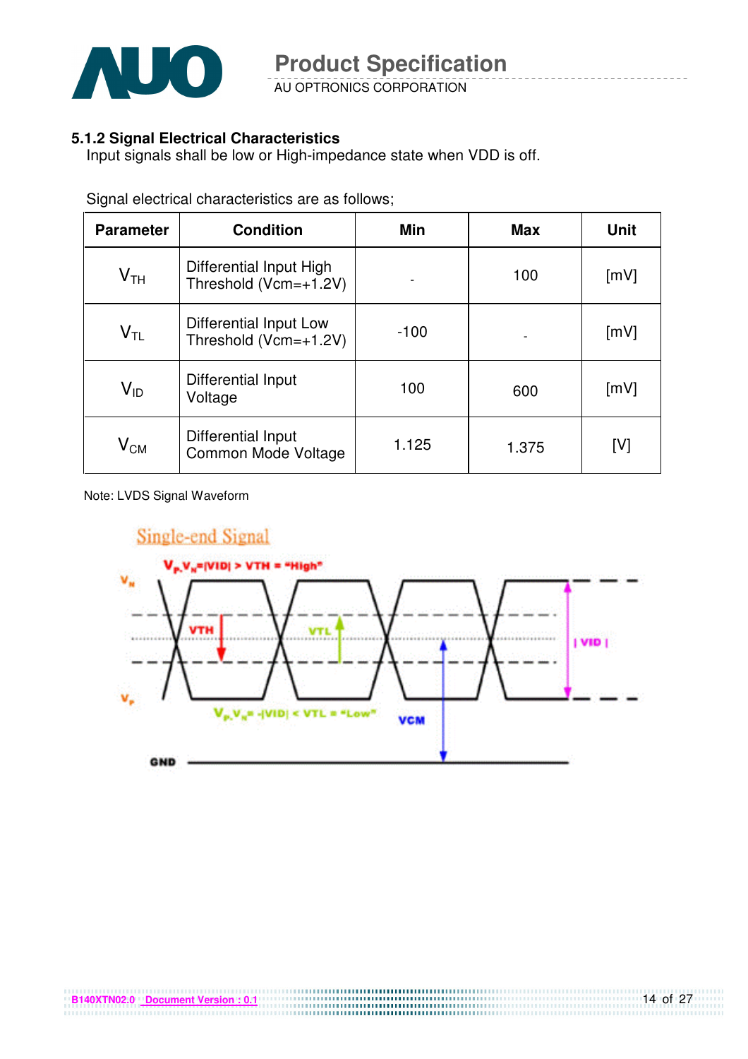### 5.1.2 Signal Electrical Characteristics

Input signals shall be low or High-impedance state when VDD is off.

Signal electrical characteristics are as follows;

| Parameter | Condition | Min | Max | Unit |
|---|---|---|---|---|
| $V_{TH}$ | Differential Input High Threshold (Vcm=+1.2V) | - | 100 | [mV] |
| $V_{TL}$ | Differential Input Low Threshold (Vcm=+1.2V) | -100 | - | [mV] |
| $V_{ID}$ | Differential Input Voltage | 100 | 600 | [mV] |
| $V_{CM}$ | Differential Input Common Mode Voltage | 1.125 | 1.375 | [V] |

Note: LVDS Signal Waveform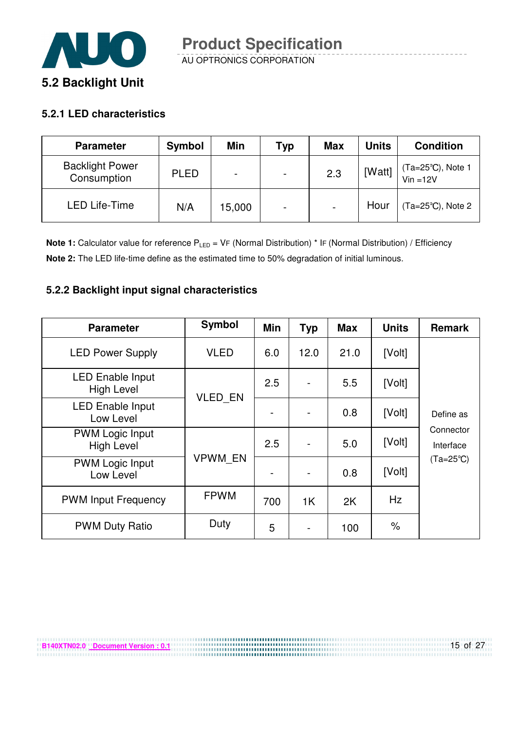## 5.2 Backlight Unit

### 5.2.1 LED characteristics

| Parameter | Symbol | Min | Typ | Max | Units | Condition |
|---|---|---|---|---|---|---|
| Backlight Power Consumption | PLED | - | - | 2.3 | [Watt] | (Ta=25℃), Note 1 Vin =12V |
| LED Life-Time | N/A | 15,000 | - | - | Hour | (Ta=25℃), Note 2 |

**Note 1:** Calculator value for reference $P_{LED}$ = VF (Normal Distribution) * IF (Normal Distribution) / Efficiency

**Note 2:** The LED life-time define as the estimated time to 50% degradation of initial luminous.

### 5.2.2 Backlight input signal characteristics

| Parameter | Symbol | Min | Typ | Max | Units | Remark |
|---|---|---|---|---|---|---|
| LED Power Supply | VLED | 6.0 | 12.0 | 21.0 | [Volt] | Define as Connector Interface (Ta=25℃) |
| LED Enable Input High Level | VLED_EN | 2.5 | - | 5.5 | [Volt] | |
| LED Enable Input Low Level | | - | - | 0.8 | [Volt] | |
| PWM Logic Input High Level | VPWM_EN | 2.5 | - | 5.0 | [Volt] | |
| PWM Logic Input Low Level | | - | - | 0.8 | [Volt] | |
| PWM Input Frequency | FPWM | 700 | 1K | 2K | Hz | |
| PWM Duty Ratio | Duty | 5 | - | 100 | % | |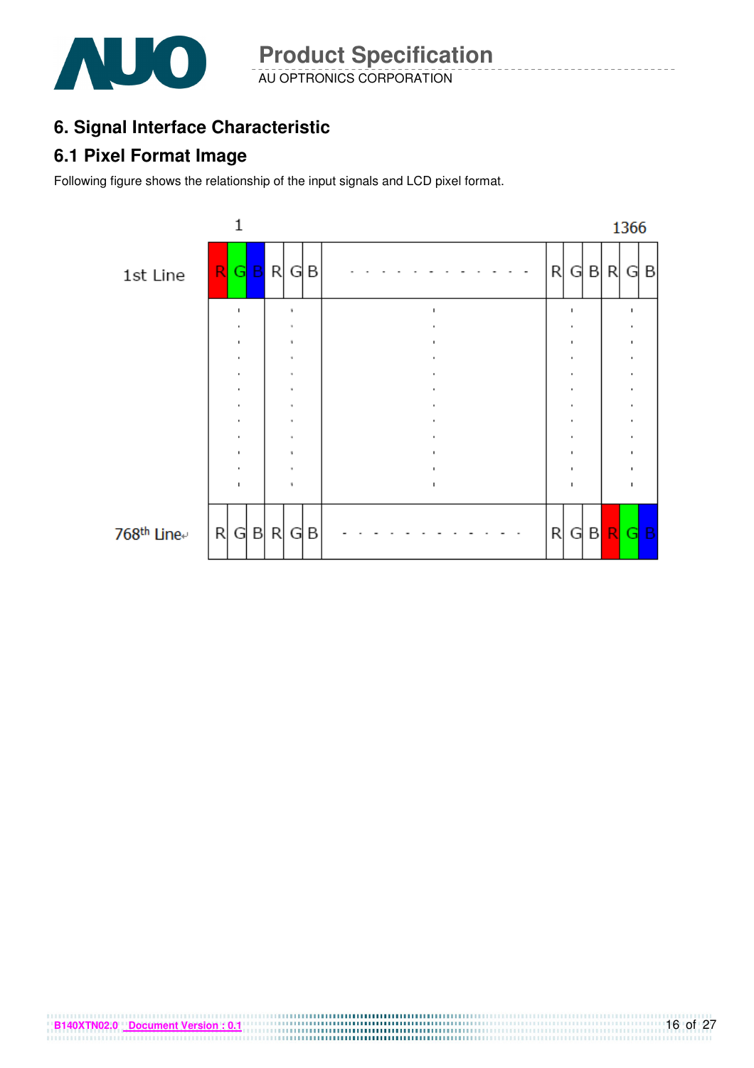## 6. Signal Interface Characteristic

### 6.1 Pixel Format Image

Following figure shows the relationship of the input signals and LCD pixel format.

|  | 1 |  | ... |  | 1366 |
|---|---|---|---|---|---|
| 1st Line | R G B | R G B | · · · · · · · · · · · · | R G B | R G B |
|  | ⋮ | ⋮ | ⋮ | ⋮ | ⋮ |
| 768th Line | R G B | R G B | · · · · · · · · · · · · | R G B | R G B |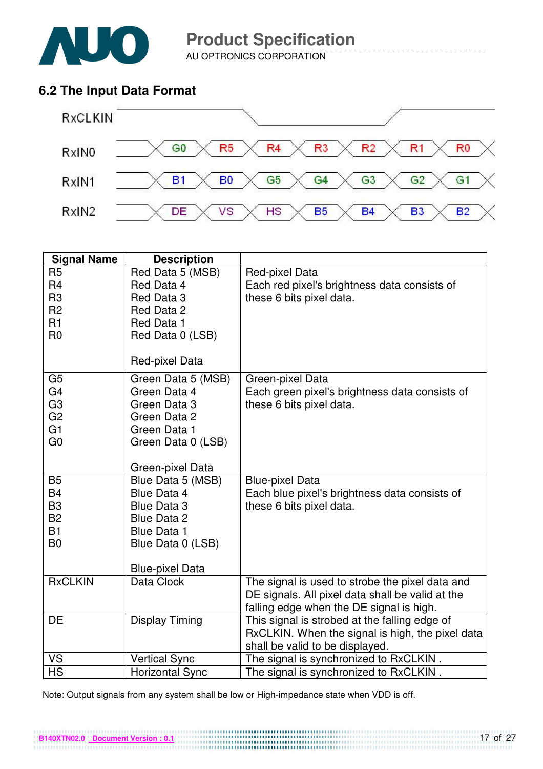## 6.2 The Input Data Format

RxCLKIN

RxIN0: G0, R5, R4, R3, R2, R1, R0

RxIN1: B1, B0, G5, G4, G3, G2, G1

RxIN2: DE, VS, HS, B5, B4, B3, B2

| Signal Name | Description | |
|---|---|---|
| R5<br>R4<br>R3<br>R2<br>R1<br>R0 | Red Data 5 (MSB)<br>Red Data 4<br>Red Data 3<br>Red Data 2<br>Red Data 1<br>Red Data 0 (LSB)<br><br>Red-pixel Data | Red-pixel Data<br>Each red pixel's brightness data consists of these 6 bits pixel data. |
| G5<br>G4<br>G3<br>G2<br>G1<br>G0 | Green Data 5 (MSB)<br>Green Data 4<br>Green Data 3<br>Green Data 2<br>Green Data 1<br>Green Data 0 (LSB)<br><br>Green-pixel Data | Green-pixel Data<br>Each green pixel's brightness data consists of these 6 bits pixel data. |
| B5<br>B4<br>B3<br>B2<br>B1<br>B0 | Blue Data 5 (MSB)<br>Blue Data 4<br>Blue Data 3<br>Blue Data 2<br>Blue Data 1<br>Blue Data 0 (LSB)<br><br>Blue-pixel Data | Blue-pixel Data<br>Each blue pixel's brightness data consists of these 6 bits pixel data. |
| RxCLKIN | Data Clock | The signal is used to strobe the pixel data and DE signals. All pixel data shall be valid at the falling edge when the DE signal is high. |
| DE | Display Timing | This signal is strobed at the falling edge of RxCLKIN. When the signal is high, the pixel data shall be valid to be displayed. |
| VS | Vertical Sync | The signal is synchronized to RxCLKIN . |
| HS | Horizontal Sync | The signal is synchronized to RxCLKIN . |

Note: Output signals from any system shall be low or High-impedance state when VDD is off.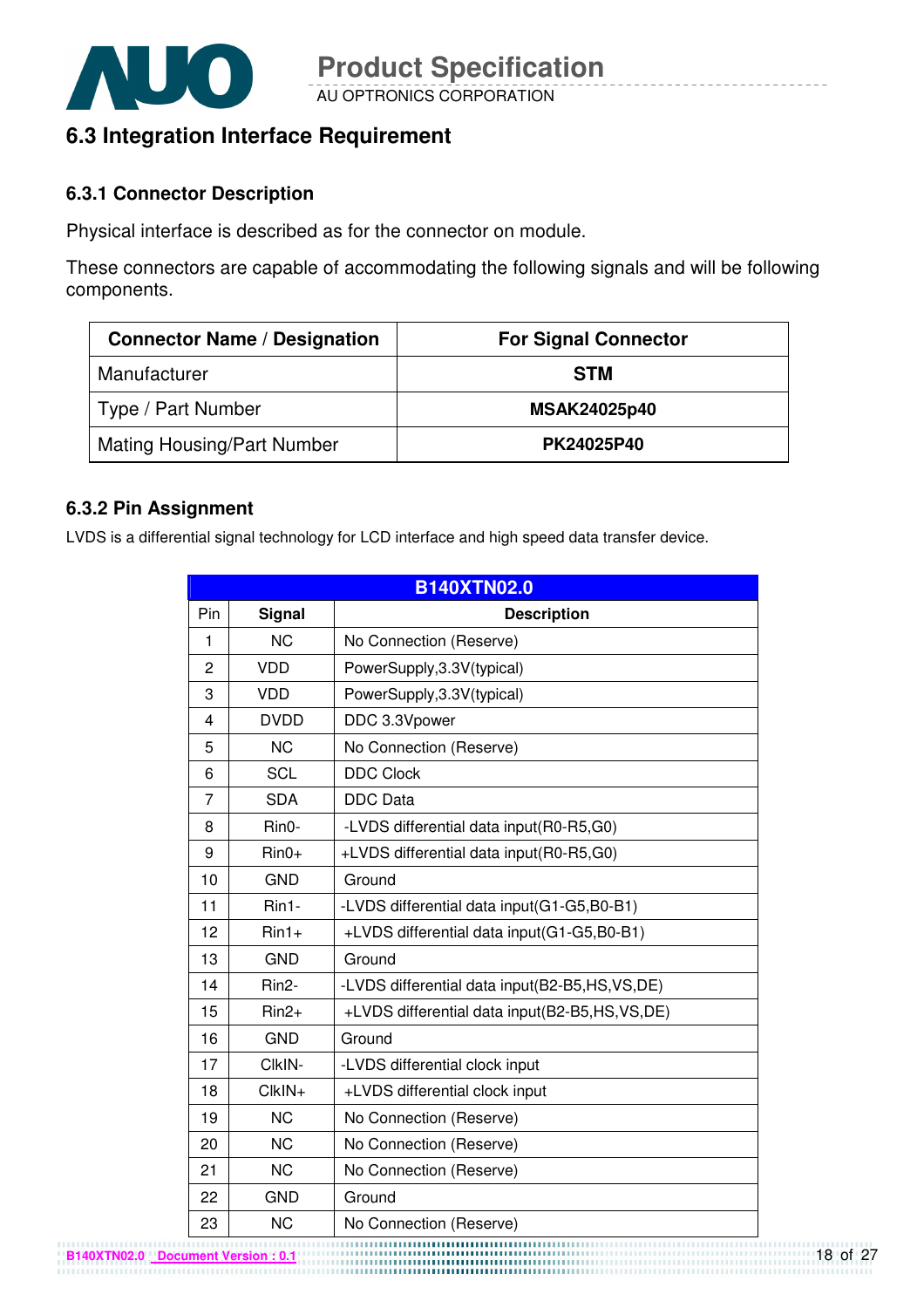## 6.3 Integration Interface Requirement

### 6.3.1 Connector Description

Physical interface is described as for the connector on module.

These connectors are capable of accommodating the following signals and will be following components.

| Connector Name / Designation | For Signal Connector |
|---|---|
| Manufacturer | **STM** |
| Type / Part Number | **MSAK24025p40** |
| Mating Housing/Part Number | **PK24025P40** |

### 6.3.2 Pin Assignment

LVDS is a differential signal technology for LCD interface and high speed data transfer device.

| B140XTN02.0 | | |
|---|---|---|
| Pin | Signal | Description |
| 1 | NC | No Connection (Reserve) |
| 2 | VDD | PowerSupply,3.3V(typical) |
| 3 | VDD | PowerSupply,3.3V(typical) |
| 4 | DVDD | DDC 3.3Vpower |
| 5 | NC | No Connection (Reserve) |
| 6 | SCL | DDC Clock |
| 7 | SDA | DDC Data |
| 8 | Rin0- | -LVDS differential data input(R0-R5,G0) |
| 9 | Rin0+ | +LVDS differential data input(R0-R5,G0) |
| 10 | GND | Ground |
| 11 | Rin1- | -LVDS differential data input(G1-G5,B0-B1) |
| 12 | Rin1+ | +LVDS differential data input(G1-G5,B0-B1) |
| 13 | GND | Ground |
| 14 | Rin2- | -LVDS differential data input(B2-B5,HS,VS,DE) |
| 15 | Rin2+ | +LVDS differential data input(B2-B5,HS,VS,DE) |
| 16 | GND | Ground |
| 17 | ClkIN- | -LVDS differential clock input |
| 18 | ClkIN+ | +LVDS differential clock input |
| 19 | NC | No Connection (Reserve) |
| 20 | NC | No Connection (Reserve) |
| 21 | NC | No Connection (Reserve) |
| 22 | GND | Ground |
| 23 | NC | No Connection (Reserve) |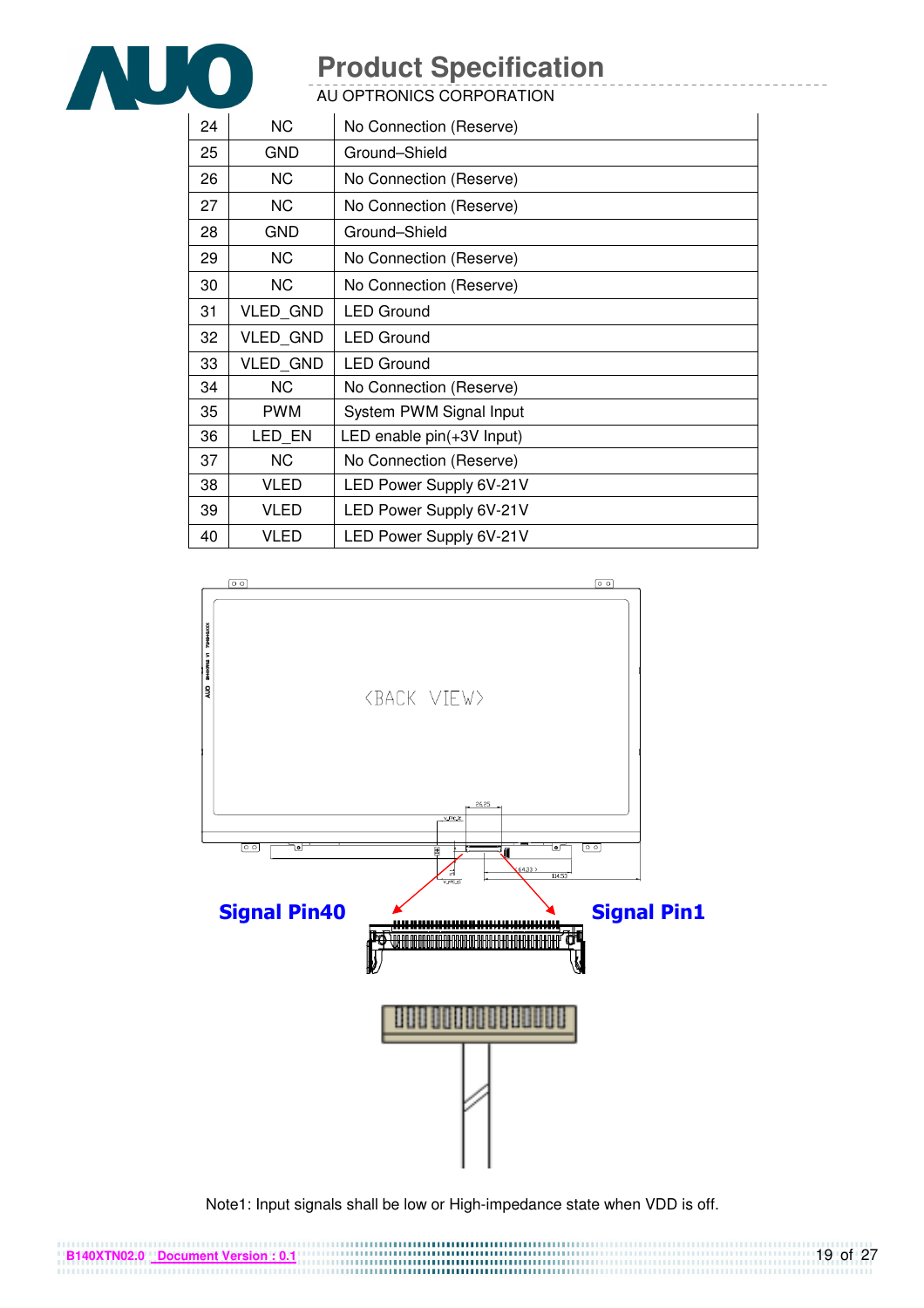| 24 | NC | No Connection (Reserve) |
|---|---|---|
| 25 | GND | Ground–Shield |
| 26 | NC | No Connection (Reserve) |
| 27 | NC | No Connection (Reserve) |
| 28 | GND | Ground–Shield |
| 29 | NC | No Connection (Reserve) |
| 30 | NC | No Connection (Reserve) |
| 31 | VLED_GND | LED Ground |
| 32 | VLED_GND | LED Ground |
| 33 | VLED_GND | LED Ground |
| 34 | NC | No Connection (Reserve) |
| 35 | PWM | System PWM Signal Input |
| 36 | LED_EN | LED enable pin(+3V Input) |
| 37 | NC | No Connection (Reserve) |
| 38 | VLED | LED Power Supply 6V-21V |
| 39 | VLED | LED Power Supply 6V-21V |
| 40 | VLED | LED Power Supply 6V-21V |

<BACK VIEW>

**Signal Pin40** **Signal Pin1**

Note1: Input signals shall be low or High-impedance state when VDD is off.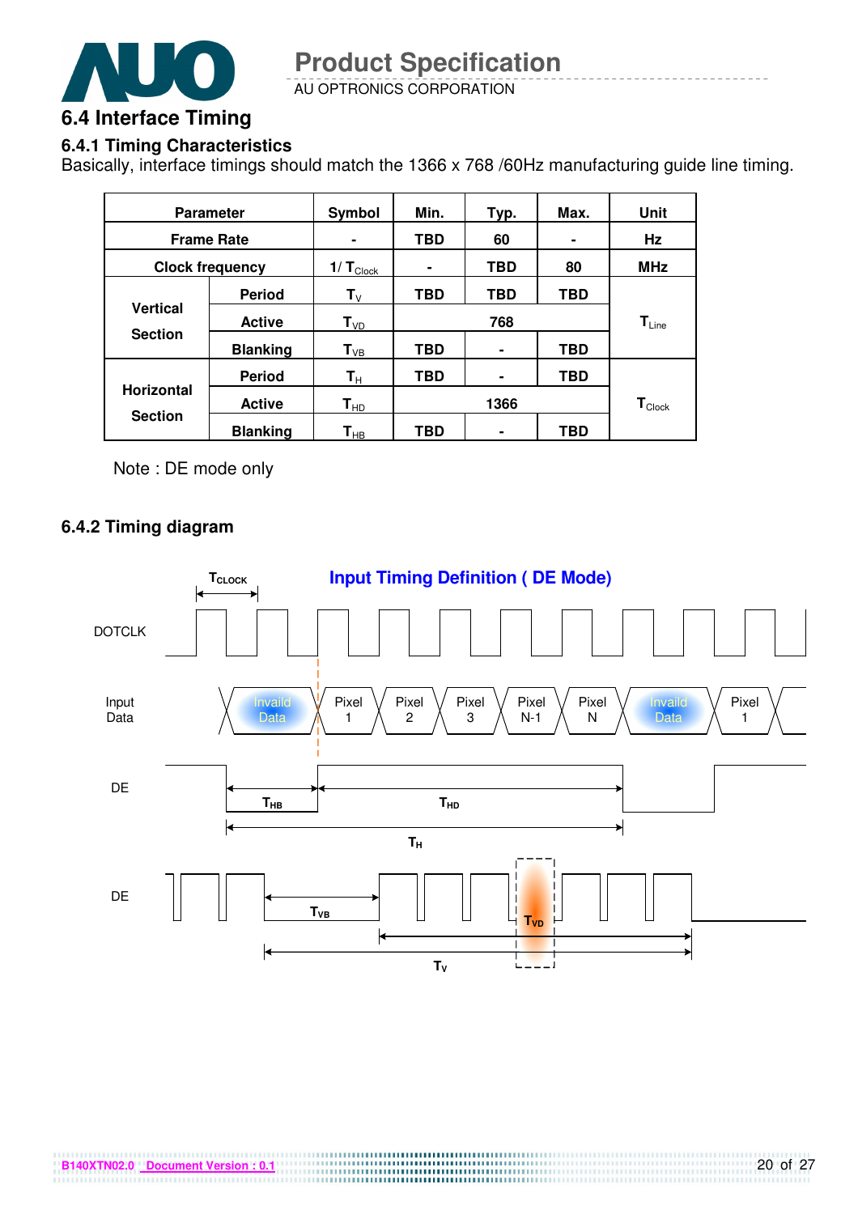## 6.4 Interface Timing

### 6.4.1 Timing Characteristics

Basically, interface timings should match the 1366 x 768 /60Hz manufacturing guide line timing.

| Parameter | | Symbol | Min. | Typ. | Max. | Unit |
|---|---|---|---|---|---|---|
| Frame Rate | | - | TBD | 60 | - | Hz |
| Clock frequency | | $1/T_{Clock}$ | - | TBD | 80 | MHz |
| Vertical Section | Period | $T_V$ | TBD | TBD | TBD | $T_{Line}$ |
| | Active | $T_{VD}$ | | 768 | | |
| | Blanking | $T_{VB}$ | TBD | - | TBD | |
| Horizontal Section | Period | $T_H$ | TBD | - | TBD | $T_{Clock}$ |
| | Active | $T_{HD}$ | | 1366 | | |
| | Blanking | $T_{HB}$ | TBD | - | TBD | |

Note : DE mode only

### 6.4.2 Timing diagram

**Input Timing Definition ( DE Mode)**

$T_{CLOCK}$

DOTCLK

Input Data: Invaild Data | Pixel 1 | Pixel 2 | Pixel 3 | Pixel N-1 | Pixel N | Invaild Data | Pixel 1

DE: $T_{HB}$, $T_{HD}$, $T_H$

DE: $T_{VB}$, $T_{VD}$, $T_V$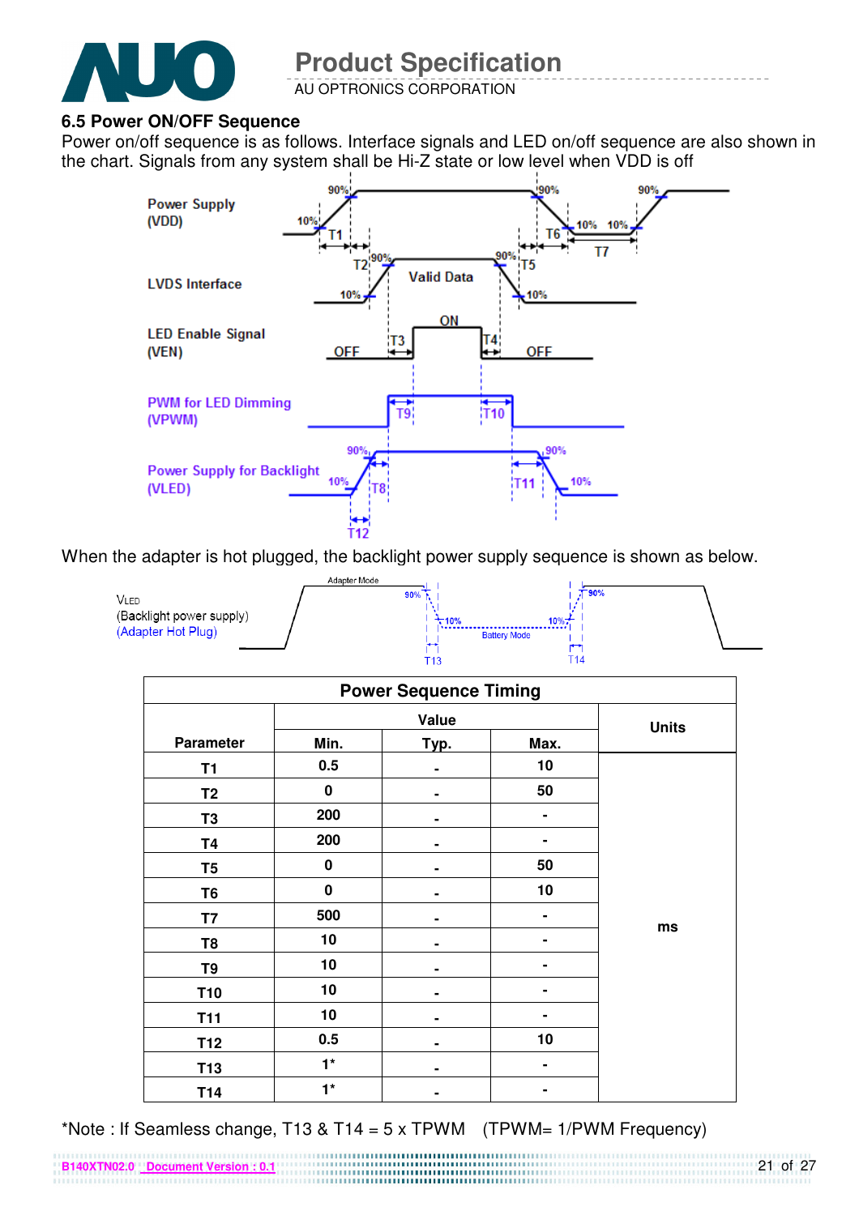### 6.5 Power ON/OFF Sequence

Power on/off sequence is as follows. Interface signals and LED on/off sequence are also shown in the chart. Signals from any system shall be Hi-Z state or low level when VDD is off

When the adapter is hot plugged, the backlight power supply sequence is shown as below.

| Power Sequence Timing | | | | |
|---|---|---|---|---|
| Parameter | Value | | | Units |
| | Min. | Typ. | Max. | |
| T1 | 0.5 | - | 10 | ms |
| T2 | 0 | - | 50 | ms |
| T3 | 200 | - | - | ms |
| T4 | 200 | - | - | ms |
| T5 | 0 | - | 50 | ms |
| T6 | 0 | - | 10 | ms |
| T7 | 500 | - | - | ms |
| T8 | 10 | - | - | ms |
| T9 | 10 | - | - | ms |
| T10 | 10 | - | - | ms |
| T11 | 10 | - | - | ms |
| T12 | 0.5 | - | 10 | ms |
| T13 | 1* | - | - | ms |
| T14 | 1* | - | - | ms |

*Note : If Seamless change, T13 & T14 = 5 x TPWM (TPWM= 1/PWM Frequency)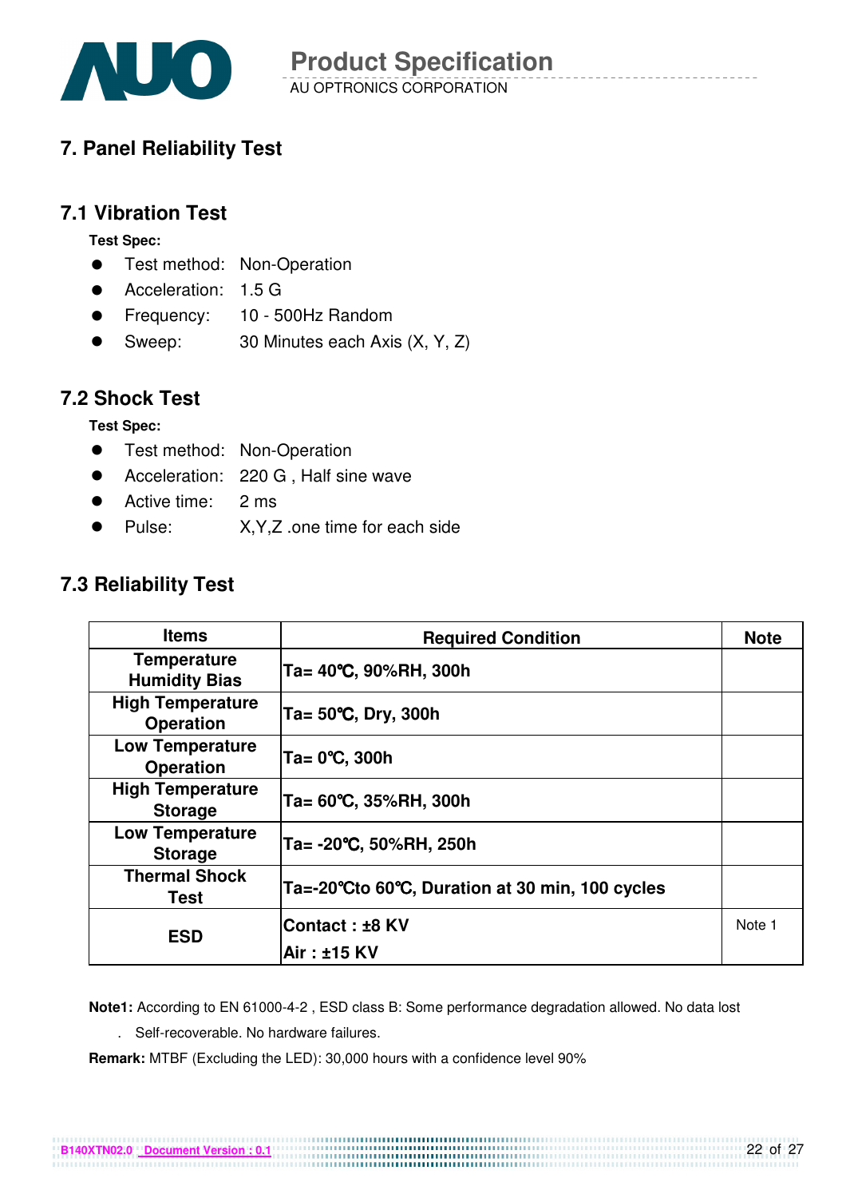# 7. Panel Reliability Test

## 7.1 Vibration Test

**Test Spec:**

- Test method: Non-Operation
- Acceleration: 1.5 G
- Frequency: 10 - 500Hz Random
- Sweep: 30 Minutes each Axis (X, Y, Z)

## 7.2 Shock Test

**Test Spec:**

- Test method: Non-Operation
- Acceleration: 220 G , Half sine wave
- Active time: 2 ms
- Pulse: X,Y,Z .one time for each side

## 7.3 Reliability Test

| Items | Required Condition | Note |
|---|---|---|
| **Temperature Humidity Bias** | **Ta= 40℃, 90%RH, 300h** | |
| **High Temperature Operation** | **Ta= 50℃, Dry, 300h** | |
| **Low Temperature Operation** | **Ta= 0℃, 300h** | |
| **High Temperature Storage** | **Ta= 60℃, 35%RH, 300h** | |
| **Low Temperature Storage** | **Ta= -20℃, 50%RH, 250h** | |
| **Thermal Shock Test** | **Ta=-20℃to 60℃, Duration at 30 min, 100 cycles** | |
| **ESD** | **Contact : ±8 KV**<br>**Air : ±15 KV** | Note 1 |

**Note1:** According to EN 61000-4-2 , ESD class B: Some performance degradation allowed. No data lost

. Self-recoverable. No hardware failures.

**Remark:** MTBF (Excluding the LED): 30,000 hours with a confidence level 90%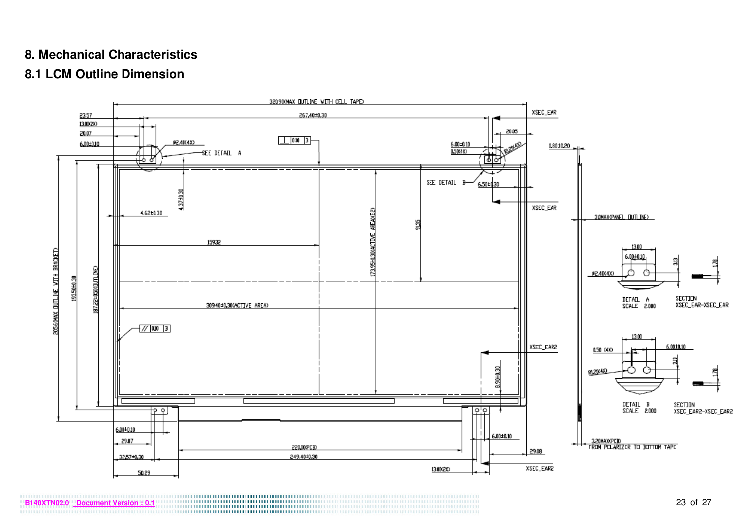## 8. Mechanical Characteristics

### 8.1 LCM Outline Dimension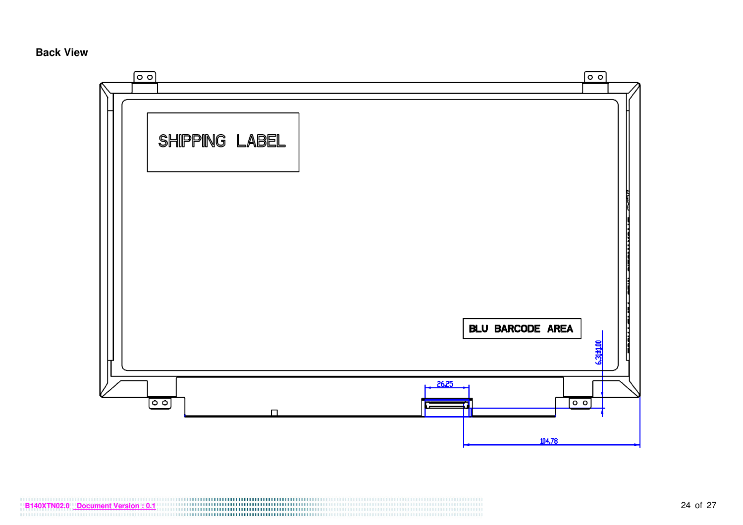**Back View**

SHIPPING LABEL

BLU BARCODE AREA

26.25

6.3(±1.00)

104.78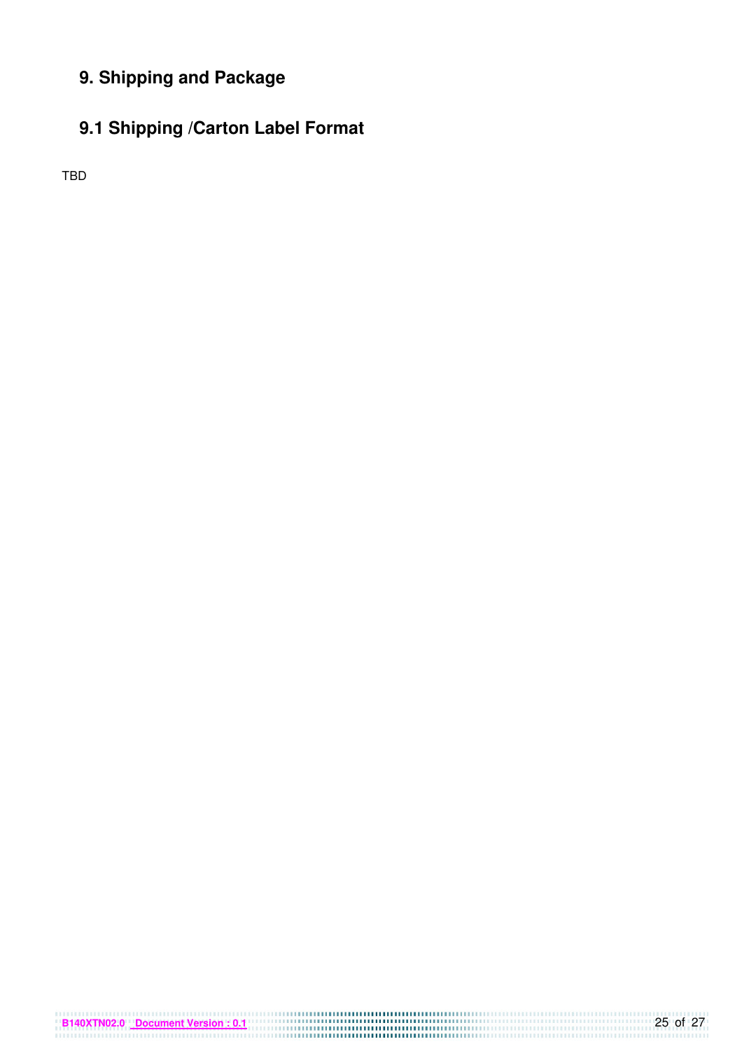# 9. Shipping and Package

## 9.1 Shipping /Carton Label Format

TBD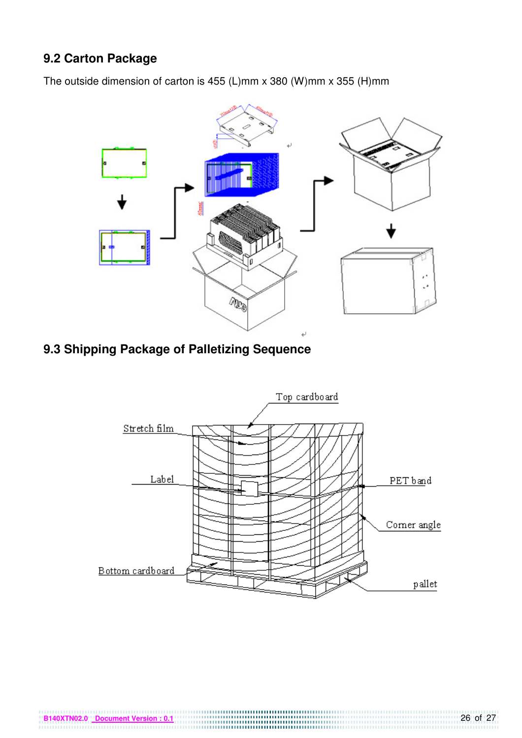## 9.2 Carton Package

The outside dimension of carton is 455 (L)mm x 380 (W)mm x 355 (H)mm

## 9.3 Shipping Package of Palletizing Sequence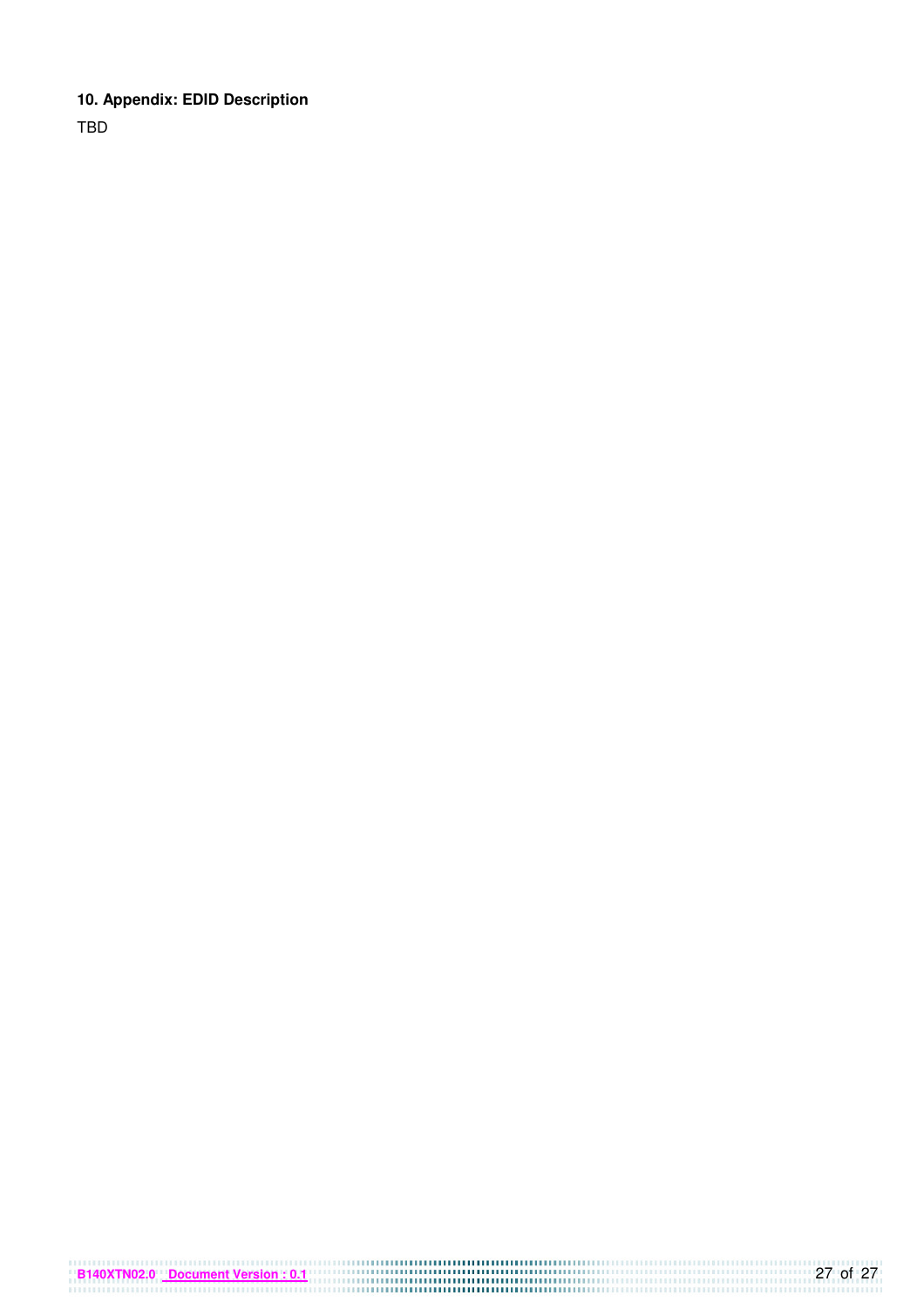### 10. Appendix: EDID Description

TBD